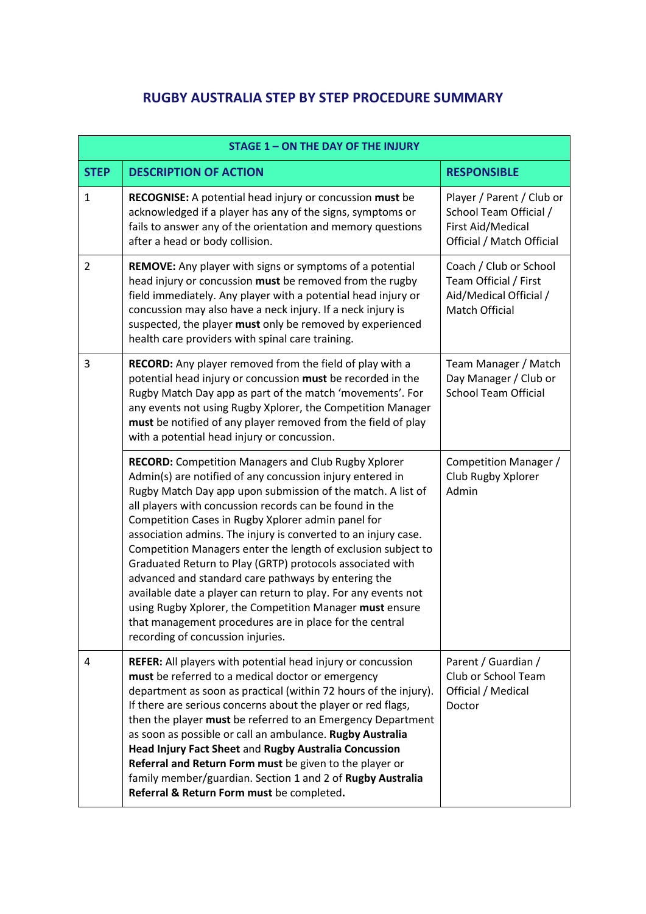# RUGBY AUSTRALIA STEP BY STEP PROCEDURE SUMMARY

| STAGE 1 – ON THE DAY OF THE INJURY | | |
|---|---|---|
| **STEP** | **DESCRIPTION OF ACTION** | **RESPONSIBLE** |
| 1 | **RECOGNISE:** A potential head injury or concussion **must** be acknowledged if a player has any of the signs, symptoms or fails to answer any of the orientation and memory questions after a head or body collision. | Player / Parent / Club or School Team Official / First Aid/Medical Official / Match Official |
| 2 | **REMOVE:** Any player with signs or symptoms of a potential head injury or concussion **must** be removed from the rugby field immediately. Any player with a potential head injury or concussion may also have a neck injury. If a neck injury is suspected, the player **must** only be removed by experienced health care providers with spinal care training. | Coach / Club or School Team Official / First Aid/Medical Official / Match Official |
| 3 | **RECORD:** Any player removed from the field of play with a potential head injury or concussion **must** be recorded in the Rugby Match Day app as part of the match 'movements'. For any events not using Rugby Xplorer, the Competition Manager **must** be notified of any player removed from the field of play with a potential head injury or concussion. | Team Manager / Match Day Manager / Club or School Team Official |
| | **RECORD:** Competition Managers and Club Rugby Xplorer Admin(s) are notified of any concussion injury entered in Rugby Match Day app upon submission of the match. A list of all players with concussion records can be found in the Competition Cases in Rugby Xplorer admin panel for association admins. The injury is converted to an injury case. Competition Managers enter the length of exclusion subject to Graduated Return to Play (GRTP) protocols associated with advanced and standard care pathways by entering the available date a player can return to play. For any events not using Rugby Xplorer, the Competition Manager **must** ensure that management procedures are in place for the central recording of concussion injuries. | Competition Manager / Club Rugby Xplorer Admin |
| 4 | **REFER:** All players with potential head injury or concussion **must** be referred to a medical doctor or emergency department as soon as practical (within 72 hours of the injury). If there are serious concerns about the player or red flags, then the player **must** be referred to an Emergency Department as soon as possible or call an ambulance. **Rugby Australia Head Injury Fact Sheet** and **Rugby Australia Concussion Referral and Return Form must** be given to the player or family member/guardian. Section 1 and 2 of **Rugby Australia Referral & Return Form must** be completed**.** | Parent / Guardian / Club or School Team Official / Medical Doctor |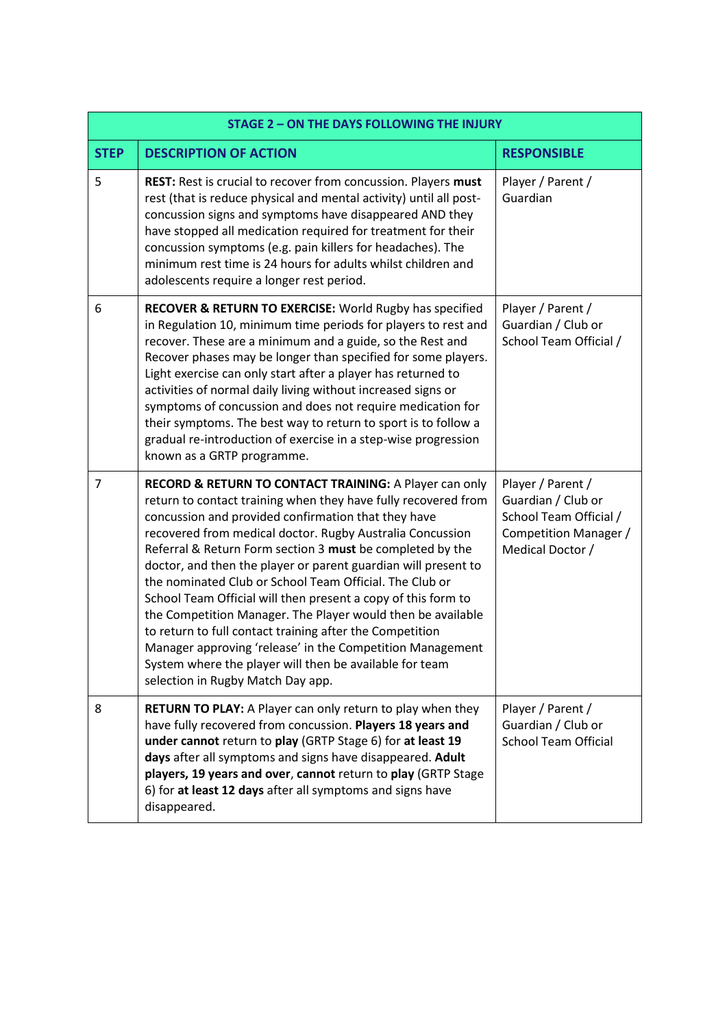| STAGE 2 – ON THE DAYS FOLLOWING THE INJURY | | |
|---|---|---|
| **STEP** | **DESCRIPTION OF ACTION** | **RESPONSIBLE** |
| 5 | **REST:** Rest is crucial to recover from concussion. Players **must** rest (that is reduce physical and mental activity) until all post-concussion signs and symptoms have disappeared AND they have stopped all medication required for treatment for their concussion symptoms (e.g. pain killers for headaches). The minimum rest time is 24 hours for adults whilst children and adolescents require a longer rest period. | Player / Parent / Guardian |
| 6 | **RECOVER & RETURN TO EXERCISE:** World Rugby has specified in Regulation 10, minimum time periods for players to rest and recover. These are a minimum and a guide, so the Rest and Recover phases may be longer than specified for some players. Light exercise can only start after a player has returned to activities of normal daily living without increased signs or symptoms of concussion and does not require medication for their symptoms. The best way to return to sport is to follow a gradual re-introduction of exercise in a step-wise progression known as a GRTP programme. | Player / Parent / Guardian / Club or School Team Official / |
| 7 | **RECORD & RETURN TO CONTACT TRAINING:** A Player can only return to contact training when they have fully recovered from concussion and provided confirmation that they have recovered from medical doctor. Rugby Australia Concussion Referral & Return Form section 3 **must** be completed by the doctor, and then the player or parent guardian will present to the nominated Club or School Team Official. The Club or School Team Official will then present a copy of this form to the Competition Manager. The Player would then be available to return to full contact training after the Competition Manager approving 'release' in the Competition Management System where the player will then be available for team selection in Rugby Match Day app. | Player / Parent / Guardian / Club or School Team Official / Competition Manager / Medical Doctor / |
| 8 | **RETURN TO PLAY:** A Player can only return to play when they have fully recovered from concussion. **Players 18 years and under cannot** return to **play** (GRTP Stage 6) for **at least 19 days** after all symptoms and signs have disappeared. **Adult players, 19 years and over**, **cannot** return to **play** (GRTP Stage 6) for **at least 12 days** after all symptoms and signs have disappeared. | Player / Parent / Guardian / Club or School Team Official |